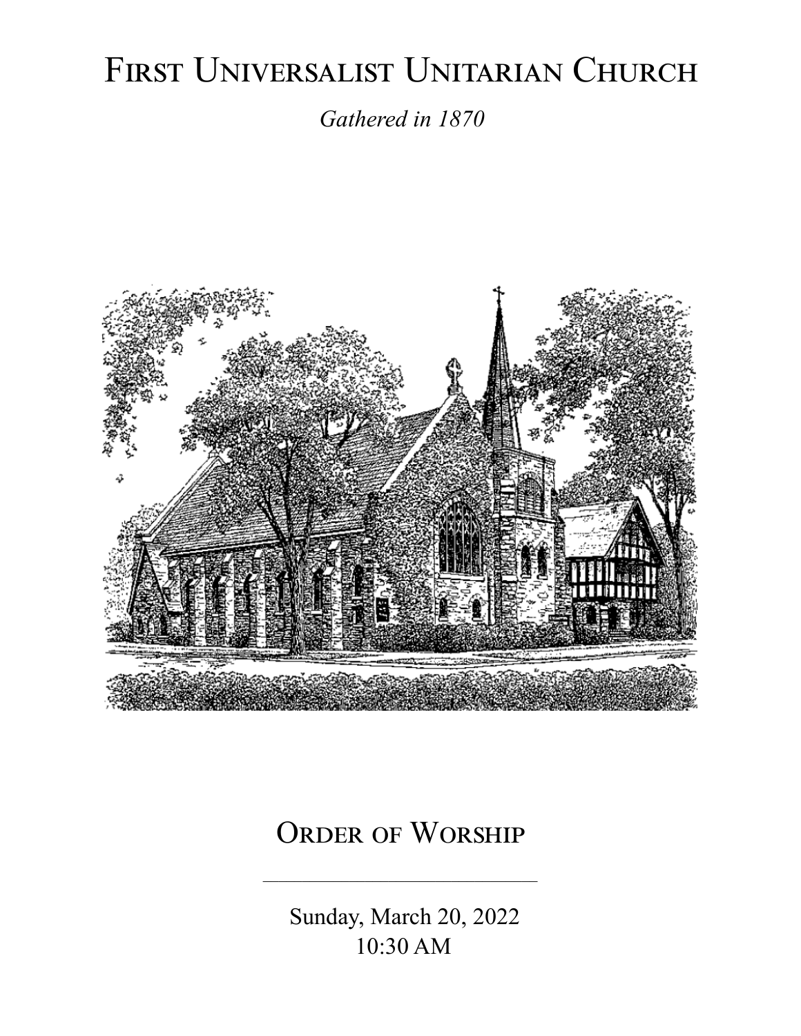# First Universalist Unitarian Church

*Gathered in 1870*

## Order of Worship

---

Sunday, March 20, 2022
10:30 AM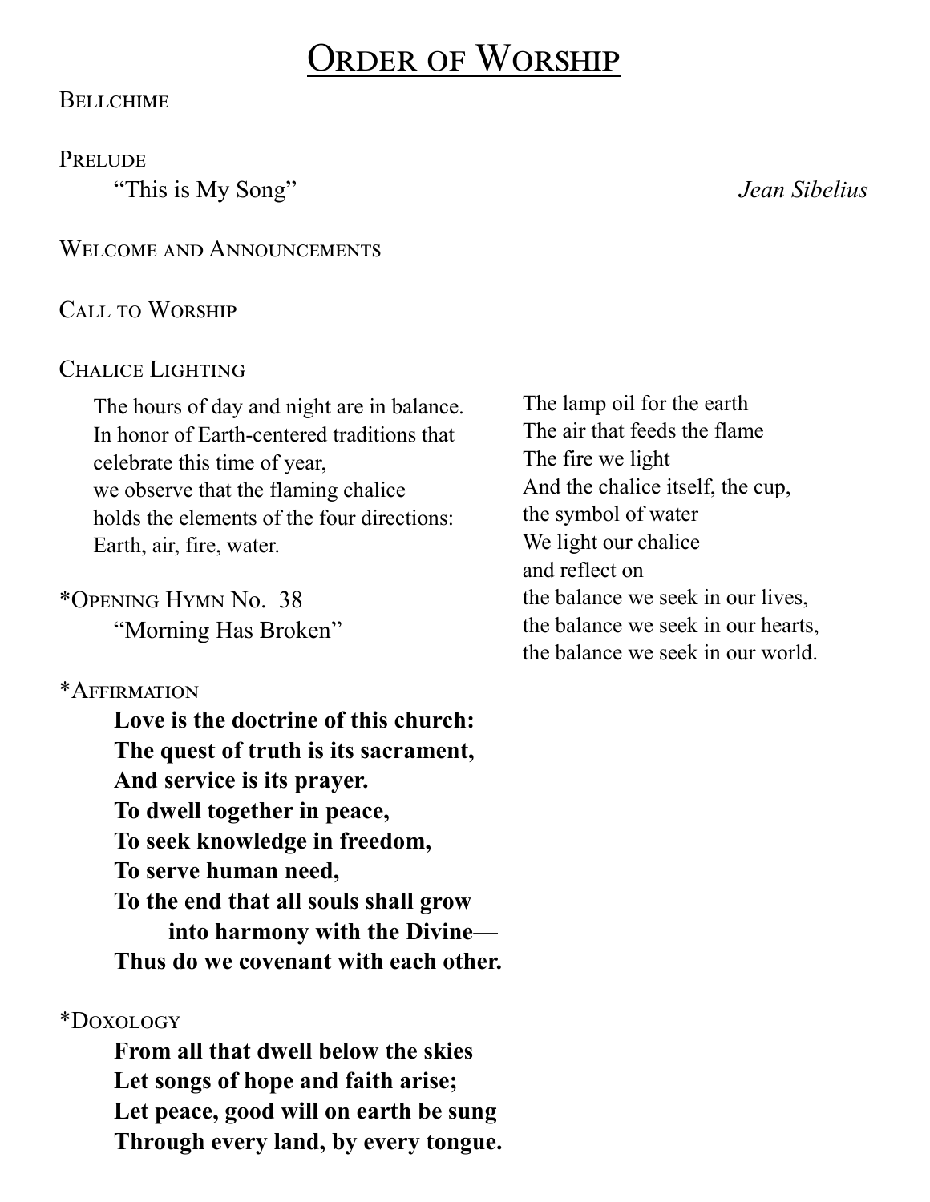# Order of Worship

Bellchime

Prelude

"This is My Song" *Jean Sibelius*

Welcome and Announcements

Call to Worship

Chalice Lighting

The hours of day and night are in balance.
In honor of Earth-centered traditions that celebrate this time of year,
we observe that the flaming chalice
holds the elements of the four directions:
Earth, air, fire, water.

The lamp oil for the earth
The air that feeds the flame
The fire we light
And the chalice itself, the cup,
the symbol of water
We light our chalice
and reflect on
the balance we seek in our lives,
the balance we seek in our hearts,
the balance we seek in our world.

*Opening Hymn No. 38

"Morning Has Broken"

*Affirmation

**Love is the doctrine of this church:**
**The quest of truth is its sacrament,**
**And service is its prayer.**
**To dwell together in peace,**
**To seek knowledge in freedom,**
**To serve human need,**
**To the end that all souls shall grow**
**into harmony with the Divine—**
**Thus do we covenant with each other.**

*Doxology

**From all that dwell below the skies**
**Let songs of hope and faith arise;**
**Let peace, good will on earth be sung**
**Through every land, by every tongue.**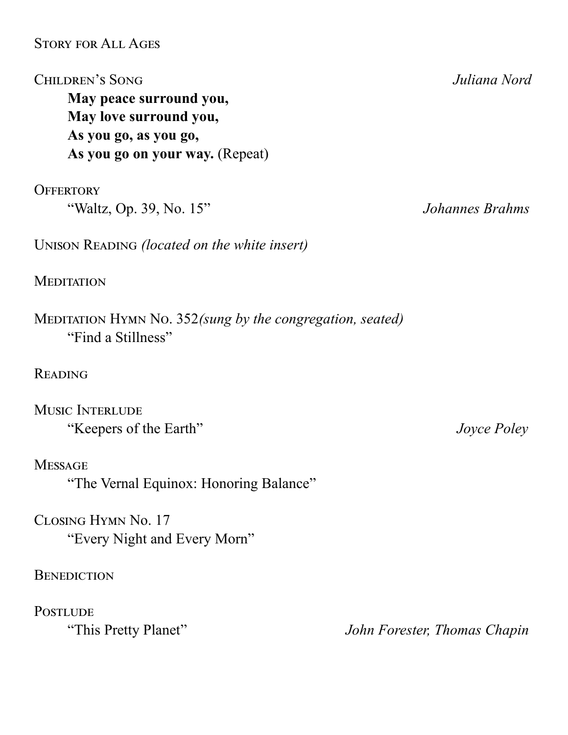Story for All Ages

Children's Song *Juliana Nord*

**May peace surround you,**
**May love surround you,**
**As you go, as you go,**
**As you go on your way.** (Repeat)

Offertory

"Waltz, Op. 39, No. 15" *Johannes Brahms*

Unison Reading *(located on the white insert)*

Meditation

Meditation Hymn No. 352*(sung by the congregation, seated)*

"Find a Stillness"

Reading

Music Interlude

"Keepers of the Earth" *Joyce Poley*

Message

"The Vernal Equinox: Honoring Balance"

Closing Hymn No. 17

"Every Night and Every Morn"

Benediction

Postlude

"This Pretty Planet" *John Forester, Thomas Chapin*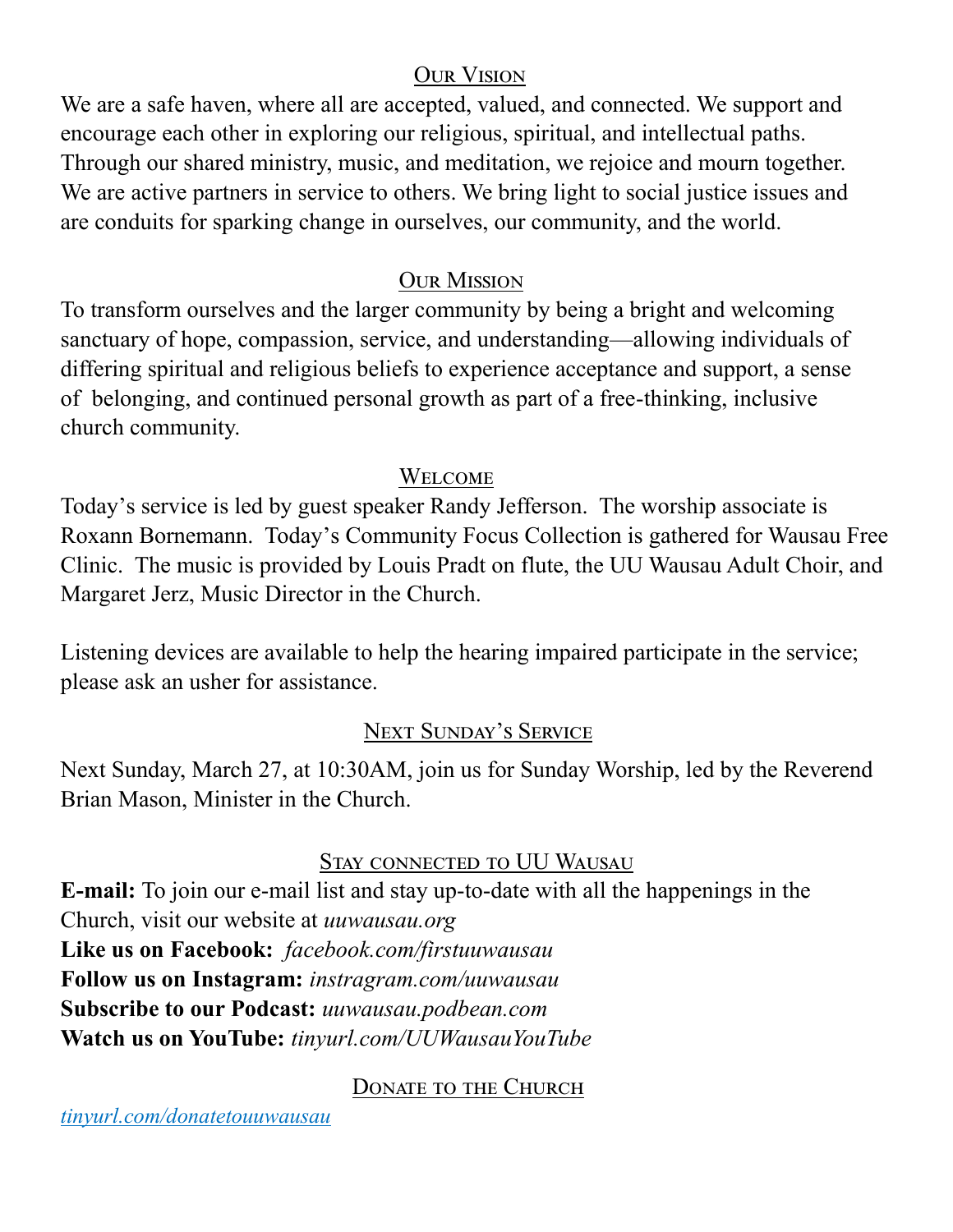## Our Vision

We are a safe haven, where all are accepted, valued, and connected. We support and encourage each other in exploring our religious, spiritual, and intellectual paths. Through our shared ministry, music, and meditation, we rejoice and mourn together. We are active partners in service to others. We bring light to social justice issues and are conduits for sparking change in ourselves, our community, and the world.

## Our Mission

To transform ourselves and the larger community by being a bright and welcoming sanctuary of hope, compassion, service, and understanding—allowing individuals of differing spiritual and religious beliefs to experience acceptance and support, a sense of belonging, and continued personal growth as part of a free-thinking, inclusive church community.

## Welcome

Today's service is led by guest speaker Randy Jefferson. The worship associate is Roxann Bornemann. Today's Community Focus Collection is gathered for Wausau Free Clinic. The music is provided by Louis Pradt on flute, the UU Wausau Adult Choir, and Margaret Jerz, Music Director in the Church.

Listening devices are available to help the hearing impaired participate in the service; please ask an usher for assistance.

## Next Sunday's Service

Next Sunday, March 27, at 10:30AM, join us for Sunday Worship, led by the Reverend Brian Mason, Minister in the Church.

## Stay connected to UU Wausau

**E-mail:** To join our e-mail list and stay up-to-date with all the happenings in the Church, visit our website at *uuwausau.org*
**Like us on Facebook:** *facebook.com/firstuuwausau*
**Follow us on Instagram:** *instragram.com/uuwausau*
**Subscribe to our Podcast:** *uuwausau.podbean.com*
**Watch us on YouTube:** *tinyurl.com/UUWausauYouTube*

## Donate to the Church

*tinyurl.com/donatetouuwausau*